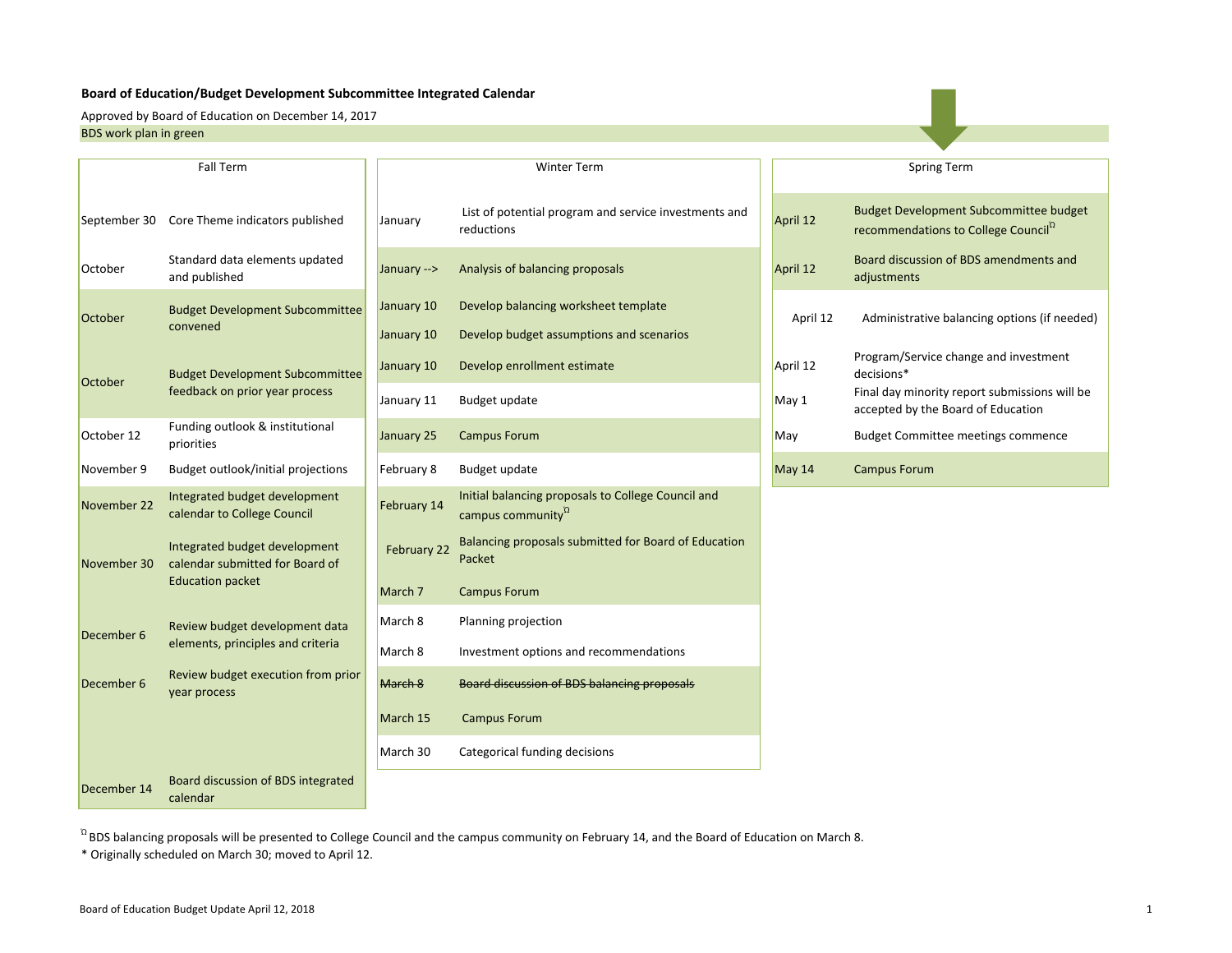**Board of Education/Budget Development Subcommittee Integrated Calendar**

Approved by Board of Education on December 14, 2017

BDS work plan in green

**Fall Term**

| Date | Item |
|---|---|
| September 30 | Core Theme indicators published |
| October | Standard data elements updated and published |
| October | Budget Development Subcommittee convened |
| October | Budget Development Subcommittee feedback on prior year process |
| October 12 | Funding outlook & institutional priorities |
| November 9 | Budget outlook/initial projections |
| November 22 | Integrated budget development calendar to College Council |
| November 30 | Integrated budget development calendar submitted for Board of Education packet |
| December 6 | Review budget development data elements, principles and criteria |
| December 6 | Review budget execution from prior year process |
| December 14 | Board discussion of BDS integrated calendar |

**Winter Term**

| Date | Item |
|---|---|
| January | List of potential program and service investments and reductions |
| January --> | Analysis of balancing proposals |
| January 10 | Develop balancing worksheet template |
| January 10 | Develop budget assumptions and scenarios |
| January 10 | Develop enrollment estimate |
| January 11 | Budget update |
| January 25 | Campus Forum |
| February 8 | Budget update |
| February 14 | Initial balancing proposals to College Council and campus community[Ω] |
| February 22 | Balancing proposals submitted for Board of Education Packet |
| March 7 | Campus Forum |
| March 8 | Planning projection |
| March 8 | Investment options and recommendations |
| ~~March 8~~ | ~~Board discussion of BDS balancing proposals~~ |
| March 15 | Campus Forum |
| March 30 | Categorical funding decisions |

**Spring Term**

| Date | Item |
|---|---|
| April 12 | Budget Development Subcommittee budget recommendations to College Council[Ω] |
| April 12 | Board discussion of BDS amendments and adjustments |
| April 12 | Administrative balancing options (if needed) |
| April 12 | Program/Service change and investment decisions* |
| May 1 | Final day minority report submissions will be accepted by the Board of Education |
| May | Budget Committee meetings commence |
| May 14 | Campus Forum |

[Ω] BDS balancing proposals will be presented to College Council and the campus community on February 14, and the Board of Education on March 8.

* Originally scheduled on March 30; moved to April 12.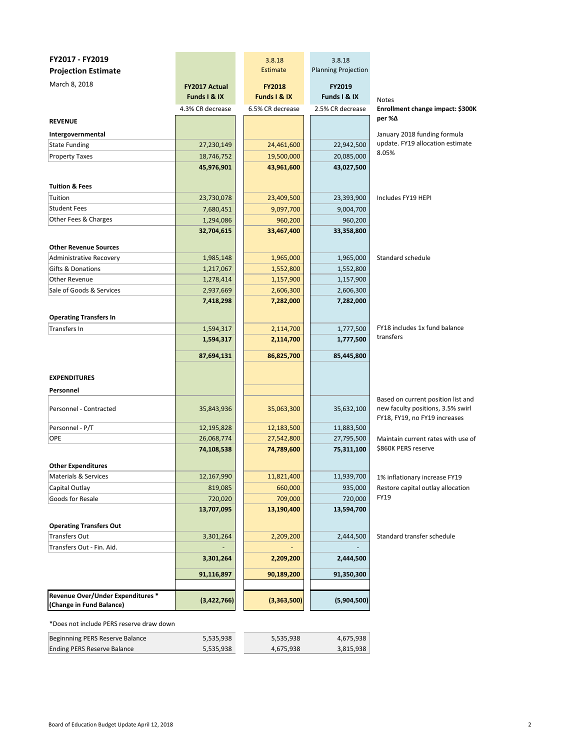# FY2017 - FY2019 Projection Estimate

March 8, 2018

| | FY2017 Actual Funds I & IX | 3.8.18 Estimate FY2018 Funds I & IX | 3.8.18 Planning Projection FY2019 Funds I & IX | Notes |
|---|---|---|---|---|
| | 4.3% CR decrease | 6.5% CR decrease | 2.5% CR decrease | **Enrollment change impact: $300K per %Δ** |
| **REVENUE** | | | | |
| **Intergovernmental** | | | | January 2018 funding formula update. FY19 allocation estimate 8.05% |
| State Funding | 27,230,149 | 24,461,600 | 22,942,500 | |
| Property Taxes | 18,746,752 | 19,500,000 | 20,085,000 | |
| | **45,976,901** | **43,961,600** | **43,027,500** | |
| **Tuition & Fees** | | | | |
| Tuition | 23,730,078 | 23,409,500 | 23,393,900 | Includes FY19 HEPI |
| Student Fees | 7,680,451 | 9,097,700 | 9,004,700 | |
| Other Fees & Charges | 1,294,086 | 960,200 | 960,200 | |
| | **32,704,615** | **33,467,400** | **33,358,800** | |
| **Other Revenue Sources** | | | | |
| Administrative Recovery | 1,985,148 | 1,965,000 | 1,965,000 | Standard schedule |
| Gifts & Donations | 1,217,067 | 1,552,800 | 1,552,800 | |
| Other Revenue | 1,278,414 | 1,157,900 | 1,157,900 | |
| Sale of Goods & Services | 2,937,669 | 2,606,300 | 2,606,300 | |
| | **7,418,298** | **7,282,000** | **7,282,000** | |
| **Operating Transfers In** | | | | |
| Transfers In | 1,594,317 | 2,114,700 | 1,777,500 | FY18 includes 1x fund balance transfers |
| | **1,594,317** | **2,114,700** | **1,777,500** | |
| | **87,694,131** | **86,825,700** | **85,445,800** | |
| **EXPENDITURES** | | | | |
| **Personnel** | | | | |
| Personnel - Contracted | 35,843,936 | 35,063,300 | 35,632,100 | Based on current position list and new faculty positions, 3.5% swirl FY18, FY19, no FY19 increases |
| Personnel - P/T | 12,195,828 | 12,183,500 | 11,883,500 | |
| OPE | 26,068,774 | 27,542,800 | 27,795,500 | Maintain current rates with use of $860K PERS reserve |
| | **74,108,538** | **74,789,600** | **75,311,100** | |
| **Other Expenditures** | | | | |
| Materials & Services | 12,167,990 | 11,821,400 | 11,939,700 | 1% inflationary increase FY19 |
| Capital Outlay | 819,085 | 660,000 | 935,000 | Restore capital outlay allocation FY19 |
| Goods for Resale | 720,020 | 709,000 | 720,000 | |
| | **13,707,095** | **13,190,400** | **13,594,700** | |
| **Operating Transfers Out** | | | | |
| Transfers Out | 3,301,264 | 2,209,200 | 2,444,500 | Standard transfer schedule |
| Transfers Out - Fin. Aid. | - | - | - | |
| | **3,301,264** | **2,209,200** | **2,444,500** | |
| | **91,116,897** | **90,189,200** | **91,350,300** | |
| **Revenue Over/Under Expenditures * (Change in Fund Balance)** | **(3,422,766)** | **(3,363,500)** | **(5,904,500)** | |

*Does not include PERS reserve draw down

| | FY2017 | FY2018 | FY2019 |
|---|---|---|---|
| Beginnning PERS Reserve Balance | 5,535,938 | 5,535,938 | 4,675,938 |
| Ending PERS Reserve Balance | 5,535,938 | 4,675,938 | 3,815,938 |

Board of Education Budget Update April 12, 2018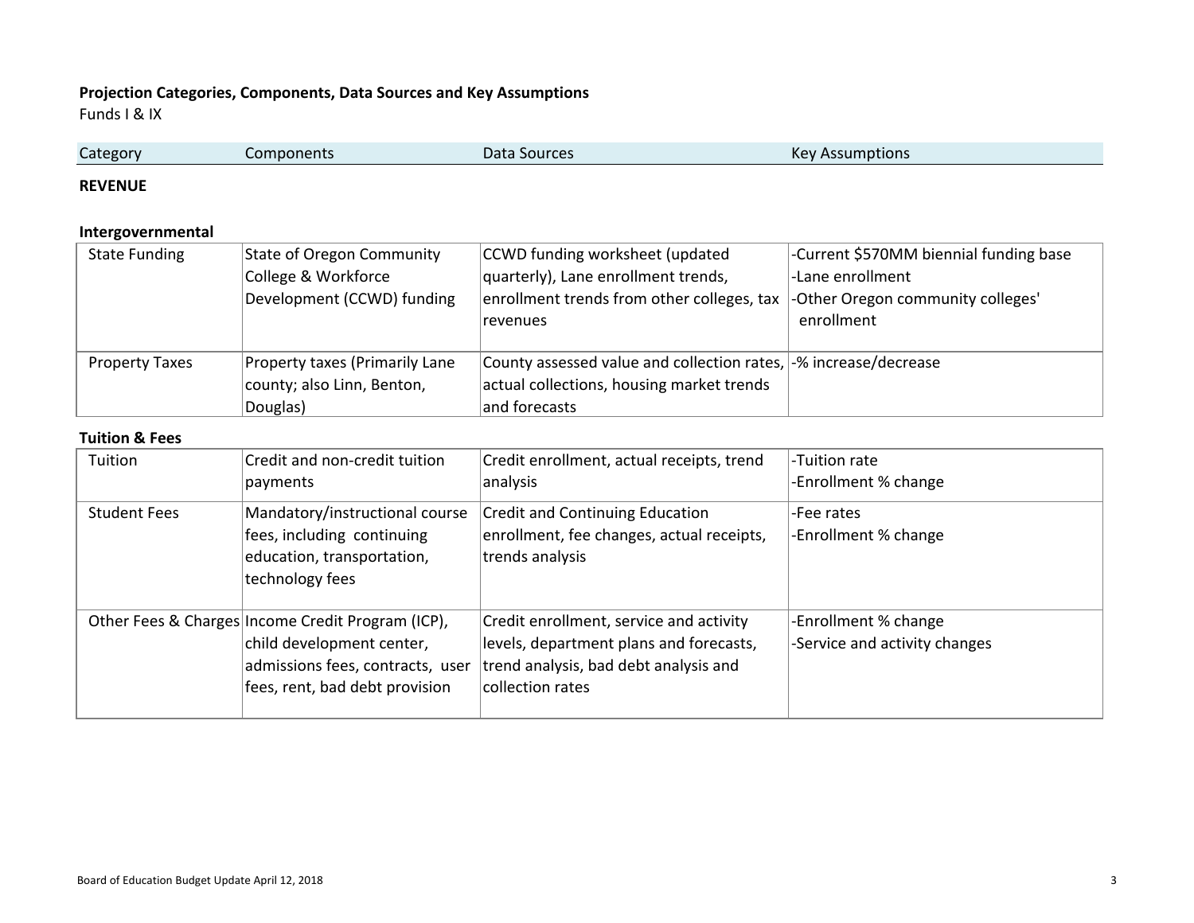## Projection Categories, Components, Data Sources and Key Assumptions

Funds I & IX

| Category | Components | Data Sources | Key Assumptions |
|---|---|---|---|
| **REVENUE** | | | |
| **Intergovernmental** | | | |
| State Funding | State of Oregon Community College & Workforce Development (CCWD) funding | CCWD funding worksheet (updated quarterly), Lane enrollment trends, enrollment trends from other colleges, tax revenues | -Current $570MM biennial funding base<br>-Lane enrollment<br>-Other Oregon community colleges' enrollment |
| Property Taxes | Property taxes (Primarily Lane county; also Linn, Benton, Douglas) | County assessed value and collection rates, actual collections, housing market trends and forecasts | -% increase/decrease |
| **Tuition & Fees** | | | |
| Tuition | Credit and non-credit tuition payments | Credit enrollment, actual receipts, trend analysis | -Tuition rate<br>-Enrollment % change |
| Student Fees | Mandatory/instructional course fees, including continuing education, transportation, technology fees | Credit and Continuing Education enrollment, fee changes, actual receipts, trends analysis | -Fee rates<br>-Enrollment % change |
| Other Fees & Charges | Income Credit Program (ICP), child development center, admissions fees, contracts, user fees, rent, bad debt provision | Credit enrollment, service and activity levels, department plans and forecasts, trend analysis, bad debt analysis and collection rates | -Enrollment % change<br>-Service and activity changes |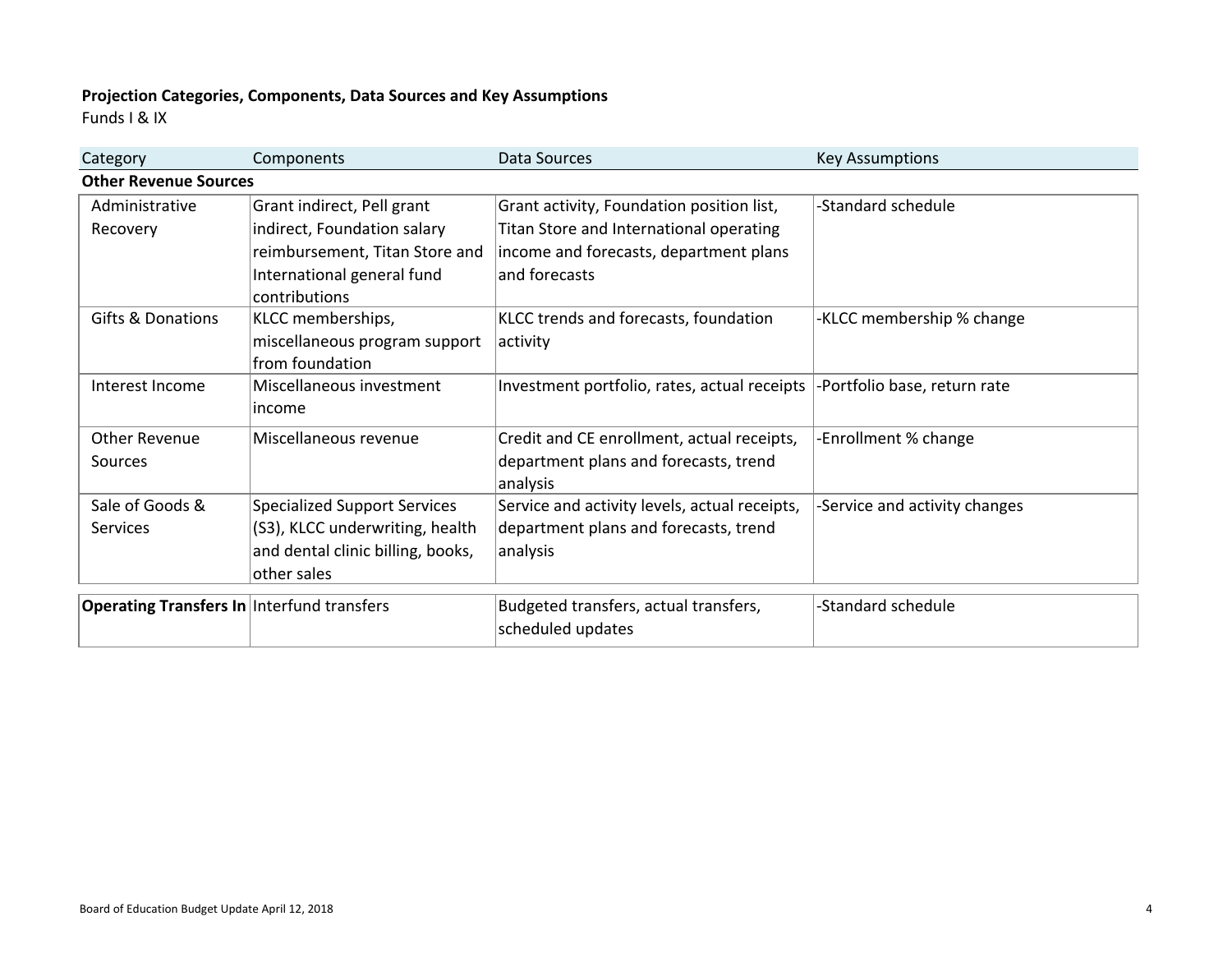**Projection Categories, Components, Data Sources and Key Assumptions**
Funds I & IX

| Category | Components | Data Sources | Key Assumptions |
|---|---|---|---|
| **Other Revenue Sources** | | | |
| Administrative Recovery | Grant indirect, Pell grant indirect, Foundation salary reimbursement, Titan Store and International general fund contributions | Grant activity, Foundation position list, Titan Store and International operating income and forecasts, department plans and forecasts | -Standard schedule |
| Gifts & Donations | KLCC memberships, miscellaneous program support from foundation | KLCC trends and forecasts, foundation activity | -KLCC membership % change |
| Interest Income | Miscellaneous investment income | Investment portfolio, rates, actual receipts | -Portfolio base, return rate |
| Other Revenue Sources | Miscellaneous revenue | Credit and CE enrollment, actual receipts, department plans and forecasts, trend analysis | -Enrollment % change |
| Sale of Goods & Services | Specialized Support Services (S3), KLCC underwriting, health and dental clinic billing, books, other sales | Service and activity levels, actual receipts, department plans and forecasts, trend analysis | -Service and activity changes |
| **Operating Transfers In** | Interfund transfers | Budgeted transfers, actual transfers, scheduled updates | -Standard schedule |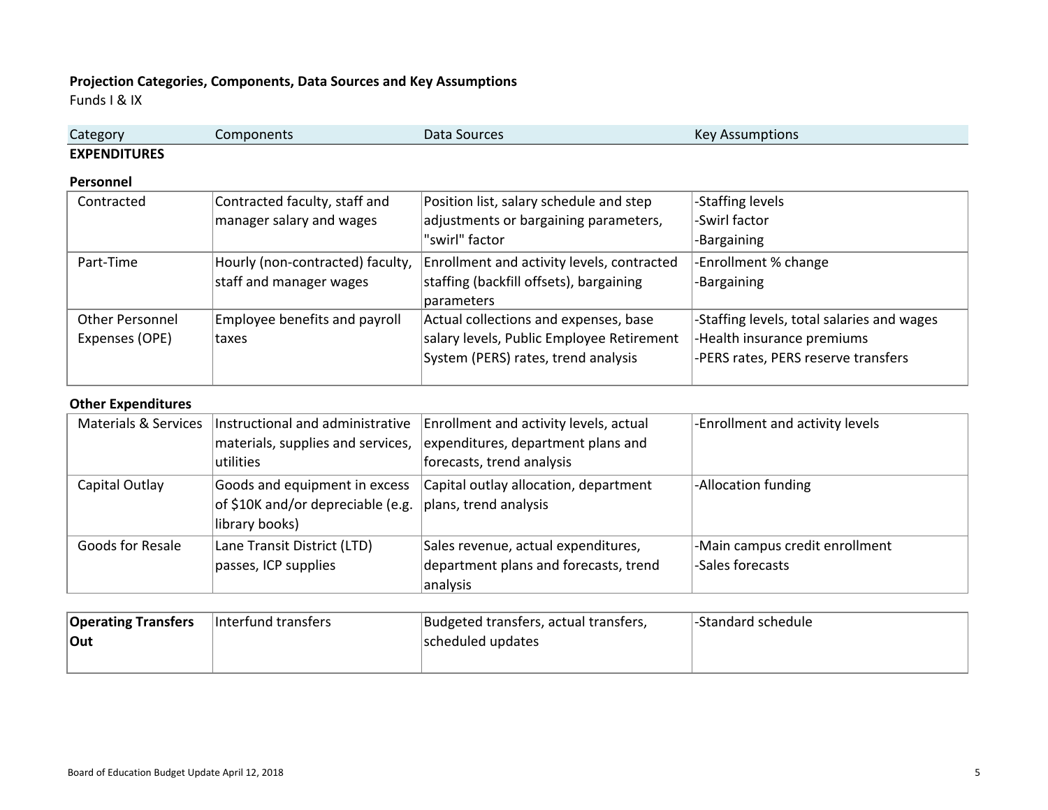**Projection Categories, Components, Data Sources and Key Assumptions**

Funds I & IX

| Category | Components | Data Sources | Key Assumptions |
|---|---|---|---|
| **EXPENDITURES** | | | |
| **Personnel** | | | |
| Contracted | Contracted faculty, staff and manager salary and wages | Position list, salary schedule and step adjustments or bargaining parameters, "swirl" factor | -Staffing levels<br>-Swirl factor<br>-Bargaining |
| Part-Time | Hourly (non-contracted) faculty, staff and manager wages | Enrollment and activity levels, contracted staffing (backfill offsets), bargaining parameters | -Enrollment % change<br>-Bargaining |
| Other Personnel Expenses (OPE) | Employee benefits and payroll taxes | Actual collections and expenses, base salary levels, Public Employee Retirement System (PERS) rates, trend analysis | -Staffing levels, total salaries and wages<br>-Health insurance premiums<br>-PERS rates, PERS reserve transfers |
| **Other Expenditures** | | | |
| Materials & Services | Instructional and administrative materials, supplies and services, utilities | Enrollment and activity levels, actual expenditures, department plans and forecasts, trend analysis | -Enrollment and activity levels |
| Capital Outlay | Goods and equipment in excess of $10K and/or depreciable (e.g. library books) | Capital outlay allocation, department plans, trend analysis | -Allocation funding |
| Goods for Resale | Lane Transit District (LTD) passes, ICP supplies | Sales revenue, actual expenditures, department plans and forecasts, trend analysis | -Main campus credit enrollment<br>-Sales forecasts |
| **Operating Transfers Out** | Interfund transfers | Budgeted transfers, actual transfers, scheduled updates | -Standard schedule |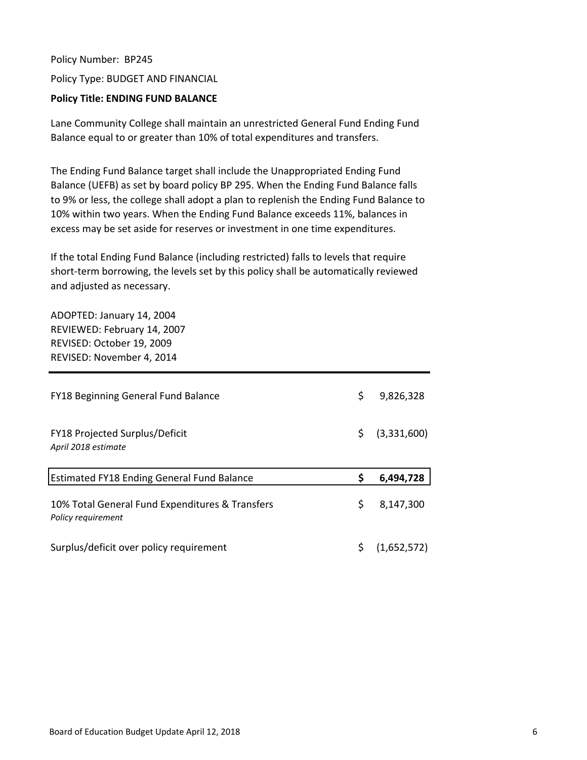Policy Number: BP245

Policy Type: BUDGET AND FINANCIAL

**Policy Title: ENDING FUND BALANCE**

Lane Community College shall maintain an unrestricted General Fund Ending Fund Balance equal to or greater than 10% of total expenditures and transfers.

The Ending Fund Balance target shall include the Unappropriated Ending Fund Balance (UEFB) as set by board policy BP 295. When the Ending Fund Balance falls to 9% or less, the college shall adopt a plan to replenish the Ending Fund Balance to 10% within two years. When the Ending Fund Balance exceeds 11%, balances in excess may be set aside for reserves or investment in one time expenditures.

If the total Ending Fund Balance (including restricted) falls to levels that require short-term borrowing, the levels set by this policy shall be automatically reviewed and adjusted as necessary.

ADOPTED: January 14, 2004
REVIEWED: February 14, 2007
REVISED: October 19, 2009
REVISED: November 4, 2014

| | |
|---|---|
| FY18 Beginning General Fund Balance | $ 9,826,328 |
| FY18 Projected Surplus/Deficit<br>*April 2018 estimate* | $ (3,331,600) |
| **Estimated FY18 Ending General Fund Balance** | **$ 6,494,728** |
| 10% Total General Fund Expenditures & Transfers<br>*Policy requirement* | $ 8,147,300 |
| Surplus/deficit over policy requirement | $ (1,652,572) |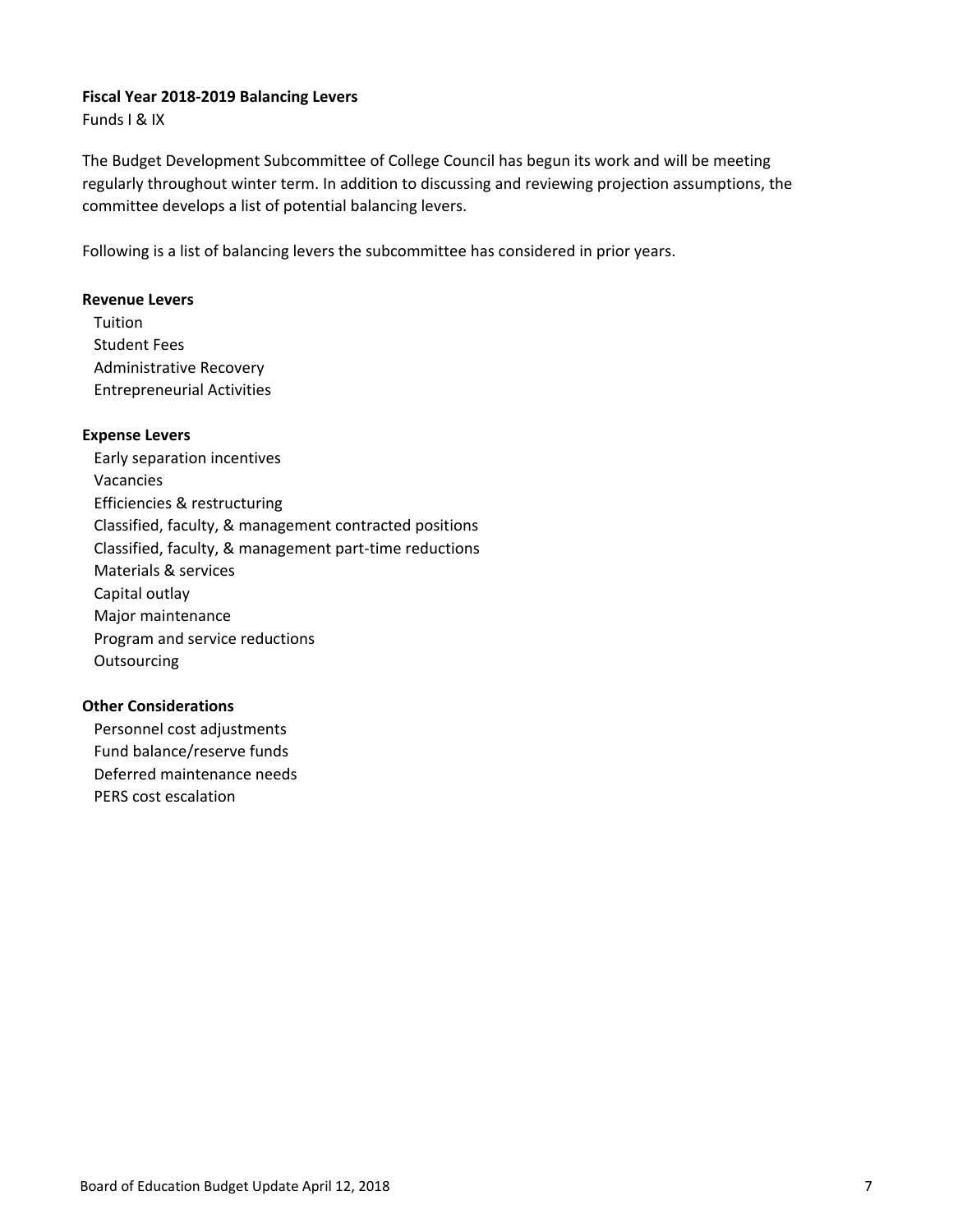**Fiscal Year 2018-2019 Balancing Levers**

Funds I & IX

The Budget Development Subcommittee of College Council has begun its work and will be meeting regularly throughout winter term. In addition to discussing and reviewing projection assumptions, the committee develops a list of potential balancing levers.

Following is a list of balancing levers the subcommittee has considered in prior years.

**Revenue Levers**

- Tuition
- Student Fees
- Administrative Recovery
- Entrepreneurial Activities

**Expense Levers**

- Early separation incentives
- Vacancies
- Efficiencies & restructuring
- Classified, faculty, & management contracted positions
- Classified, faculty, & management part-time reductions
- Materials & services
- Capital outlay
- Major maintenance
- Program and service reductions
- Outsourcing

**Other Considerations**

- Personnel cost adjustments
- Fund balance/reserve funds
- Deferred maintenance needs
- PERS cost escalation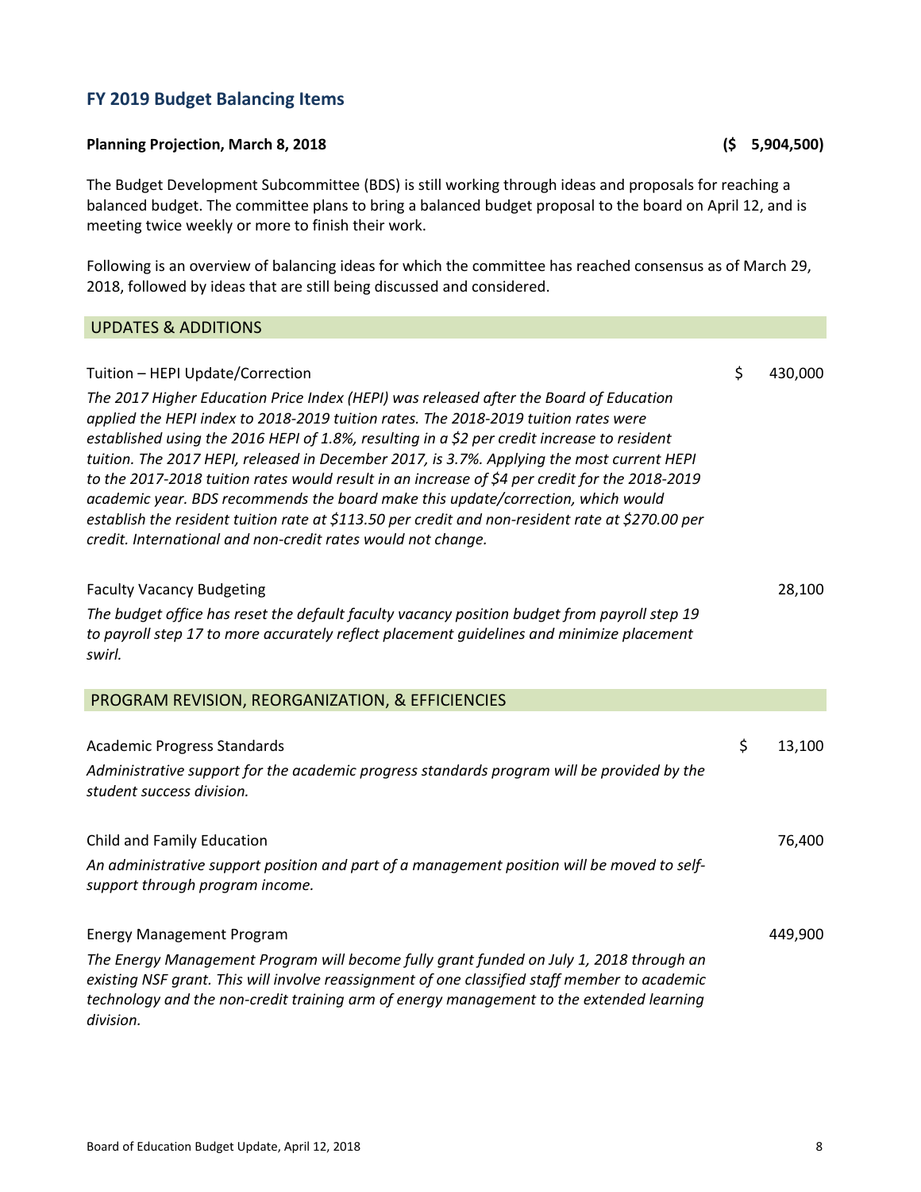## FY 2019 Budget Balancing Items

**Planning Projection, March 8, 2018** **($ 5,904,500)**

The Budget Development Subcommittee (BDS) is still working through ideas and proposals for reaching a balanced budget. The committee plans to bring a balanced budget proposal to the board on April 12, and is meeting twice weekly or more to finish their work.

Following is an overview of balancing ideas for which the committee has reached consensus as of March 29, 2018, followed by ideas that are still being discussed and considered.

### UPDATES & ADDITIONS

Tuition – HEPI Update/Correction $ 430,000

*The 2017 Higher Education Price Index (HEPI) was released after the Board of Education applied the HEPI index to 2018-2019 tuition rates. The 2018-2019 tuition rates were established using the 2016 HEPI of 1.8%, resulting in a $2 per credit increase to resident tuition. The 2017 HEPI, released in December 2017, is 3.7%. Applying the most current HEPI to the 2017-2018 tuition rates would result in an increase of $4 per credit for the 2018-2019 academic year. BDS recommends the board make this update/correction, which would establish the resident tuition rate at $113.50 per credit and non-resident rate at $270.00 per credit. International and non-credit rates would not change.*

Faculty Vacancy Budgeting 28,100

*The budget office has reset the default faculty vacancy position budget from payroll step 19 to payroll step 17 to more accurately reflect placement guidelines and minimize placement swirl.*

### PROGRAM REVISION, REORGANIZATION, & EFFICIENCIES

Academic Progress Standards $ 13,100

*Administrative support for the academic progress standards program will be provided by the student success division.*

Child and Family Education 76,400

*An administrative support position and part of a management position will be moved to self-support through program income.*

Energy Management Program 449,900

*The Energy Management Program will become fully grant funded on July 1, 2018 through an existing NSF grant. This will involve reassignment of one classified staff member to academic technology and the non-credit training arm of energy management to the extended learning division.*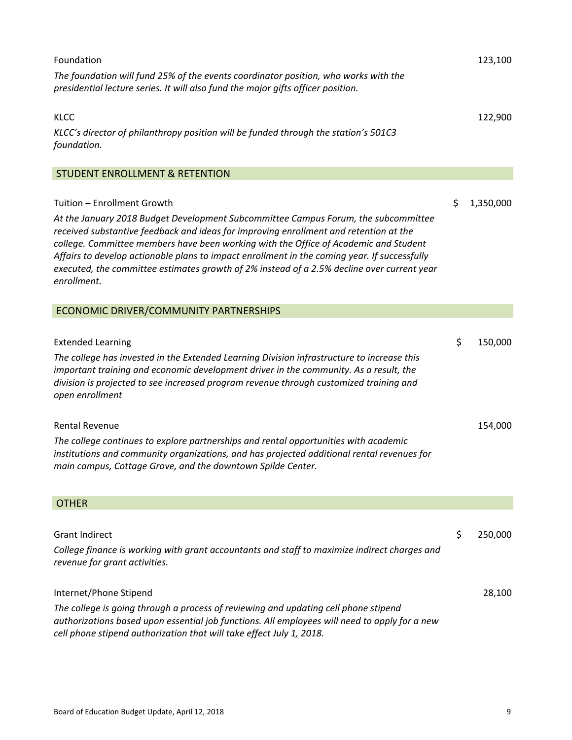| | | |
|---|---|---|
| Foundation | | 123,100 |
| *The foundation will fund 25% of the events coordinator position, who works with the presidential lecture series. It will also fund the major gifts officer position.* | | |
| KLCC | | 122,900 |
| *KLCC's director of philanthropy position will be funded through the station's 501C3 foundation.* | | |

## STUDENT ENROLLMENT & RETENTION

| | | |
|---|---|---|
| Tuition – Enrollment Growth | $ | 1,350,000 |
| *At the January 2018 Budget Development Subcommittee Campus Forum, the subcommittee received substantive feedback and ideas for improving enrollment and retention at the college. Committee members have been working with the Office of Academic and Student Affairs to develop actionable plans to impact enrollment in the coming year. If successfully executed, the committee estimates growth of 2% instead of a 2.5% decline over current year enrollment.* | | |

## ECONOMIC DRIVER/COMMUNITY PARTNERSHIPS

| | | |
|---|---|---|
| Extended Learning | $ | 150,000 |
| *The college has invested in the Extended Learning Division infrastructure to increase this important training and economic development driver in the community. As a result, the division is projected to see increased program revenue through customized training and open enrollment* | | |
| Rental Revenue | | 154,000 |
| *The college continues to explore partnerships and rental opportunities with academic institutions and community organizations, and has projected additional rental revenues for main campus, Cottage Grove, and the downtown Spilde Center.* | | |

## OTHER

| | | |
|---|---|---|
| Grant Indirect | $ | 250,000 |
| *College finance is working with grant accountants and staff to maximize indirect charges and revenue for grant activities.* | | |
| Internet/Phone Stipend | | 28,100 |
| *The college is going through a process of reviewing and updating cell phone stipend authorizations based upon essential job functions. All employees will need to apply for a new cell phone stipend authorization that will take effect July 1, 2018.* | | |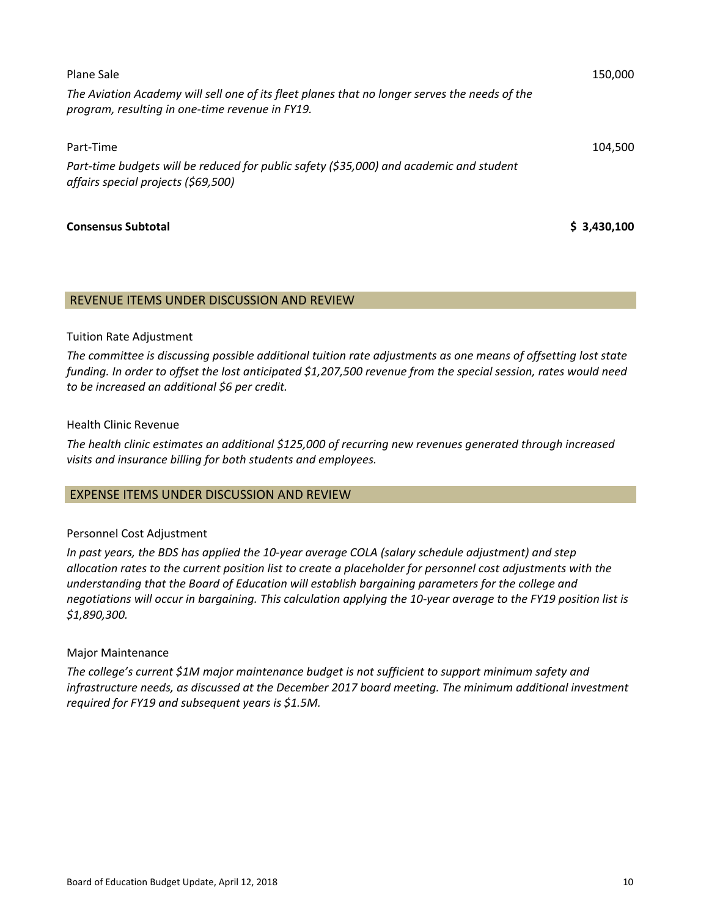Plane Sale 150,000

*The Aviation Academy will sell one of its fleet planes that no longer serves the needs of the program, resulting in one-time revenue in FY19.*

Part-Time 104,500

*Part-time budgets will be reduced for public safety ($35,000) and academic and student affairs special projects ($69,500)*

**Consensus Subtotal** **$ 3,430,100**

## REVENUE ITEMS UNDER DISCUSSION AND REVIEW

Tuition Rate Adjustment

*The committee is discussing possible additional tuition rate adjustments as one means of offsetting lost state funding. In order to offset the lost anticipated $1,207,500 revenue from the special session, rates would need to be increased an additional $6 per credit.*

Health Clinic Revenue

*The health clinic estimates an additional $125,000 of recurring new revenues generated through increased visits and insurance billing for both students and employees.*

## EXPENSE ITEMS UNDER DISCUSSION AND REVIEW

Personnel Cost Adjustment

*In past years, the BDS has applied the 10-year average COLA (salary schedule adjustment) and step allocation rates to the current position list to create a placeholder for personnel cost adjustments with the understanding that the Board of Education will establish bargaining parameters for the college and negotiations will occur in bargaining. This calculation applying the 10-year average to the FY19 position list is $1,890,300.*

Major Maintenance

*The college's current $1M major maintenance budget is not sufficient to support minimum safety and infrastructure needs, as discussed at the December 2017 board meeting. The minimum additional investment required for FY19 and subsequent years is $1.5M.*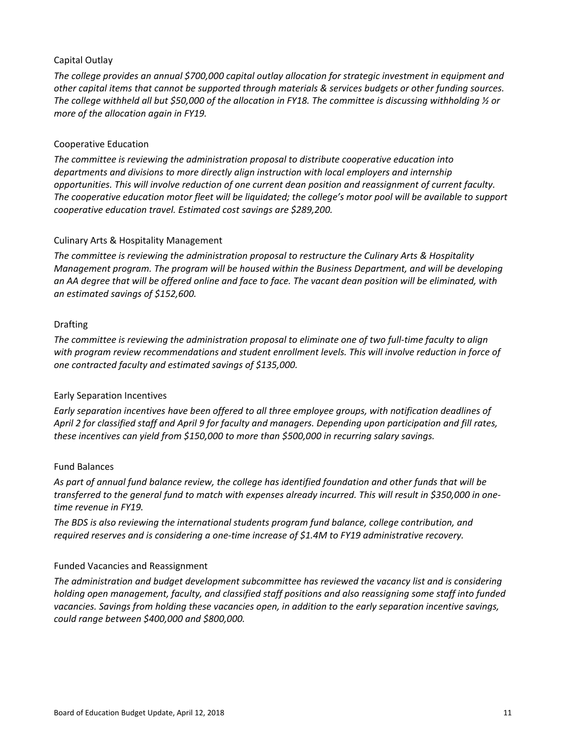### Capital Outlay

*The college provides an annual $700,000 capital outlay allocation for strategic investment in equipment and other capital items that cannot be supported through materials & services budgets or other funding sources. The college withheld all but $50,000 of the allocation in FY18. The committee is discussing withholding ½ or more of the allocation again in FY19.*

### Cooperative Education

*The committee is reviewing the administration proposal to distribute cooperative education into departments and divisions to more directly align instruction with local employers and internship opportunities. This will involve reduction of one current dean position and reassignment of current faculty. The cooperative education motor fleet will be liquidated; the college's motor pool will be available to support cooperative education travel. Estimated cost savings are $289,200.*

### Culinary Arts & Hospitality Management

*The committee is reviewing the administration proposal to restructure the Culinary Arts & Hospitality Management program. The program will be housed within the Business Department, and will be developing an AA degree that will be offered online and face to face. The vacant dean position will be eliminated, with an estimated savings of $152,600.*

### Drafting

*The committee is reviewing the administration proposal to eliminate one of two full-time faculty to align with program review recommendations and student enrollment levels. This will involve reduction in force of one contracted faculty and estimated savings of $135,000.*

### Early Separation Incentives

*Early separation incentives have been offered to all three employee groups, with notification deadlines of April 2 for classified staff and April 9 for faculty and managers. Depending upon participation and fill rates, these incentives can yield from $150,000 to more than $500,000 in recurring salary savings.*

### Fund Balances

*As part of annual fund balance review, the college has identified foundation and other funds that will be transferred to the general fund to match with expenses already incurred. This will result in $350,000 in one-time revenue in FY19.*

*The BDS is also reviewing the international students program fund balance, college contribution, and required reserves and is considering a one-time increase of $1.4M to FY19 administrative recovery.*

### Funded Vacancies and Reassignment

*The administration and budget development subcommittee has reviewed the vacancy list and is considering holding open management, faculty, and classified staff positions and also reassigning some staff into funded vacancies. Savings from holding these vacancies open, in addition to the early separation incentive savings, could range between $400,000 and $800,000.*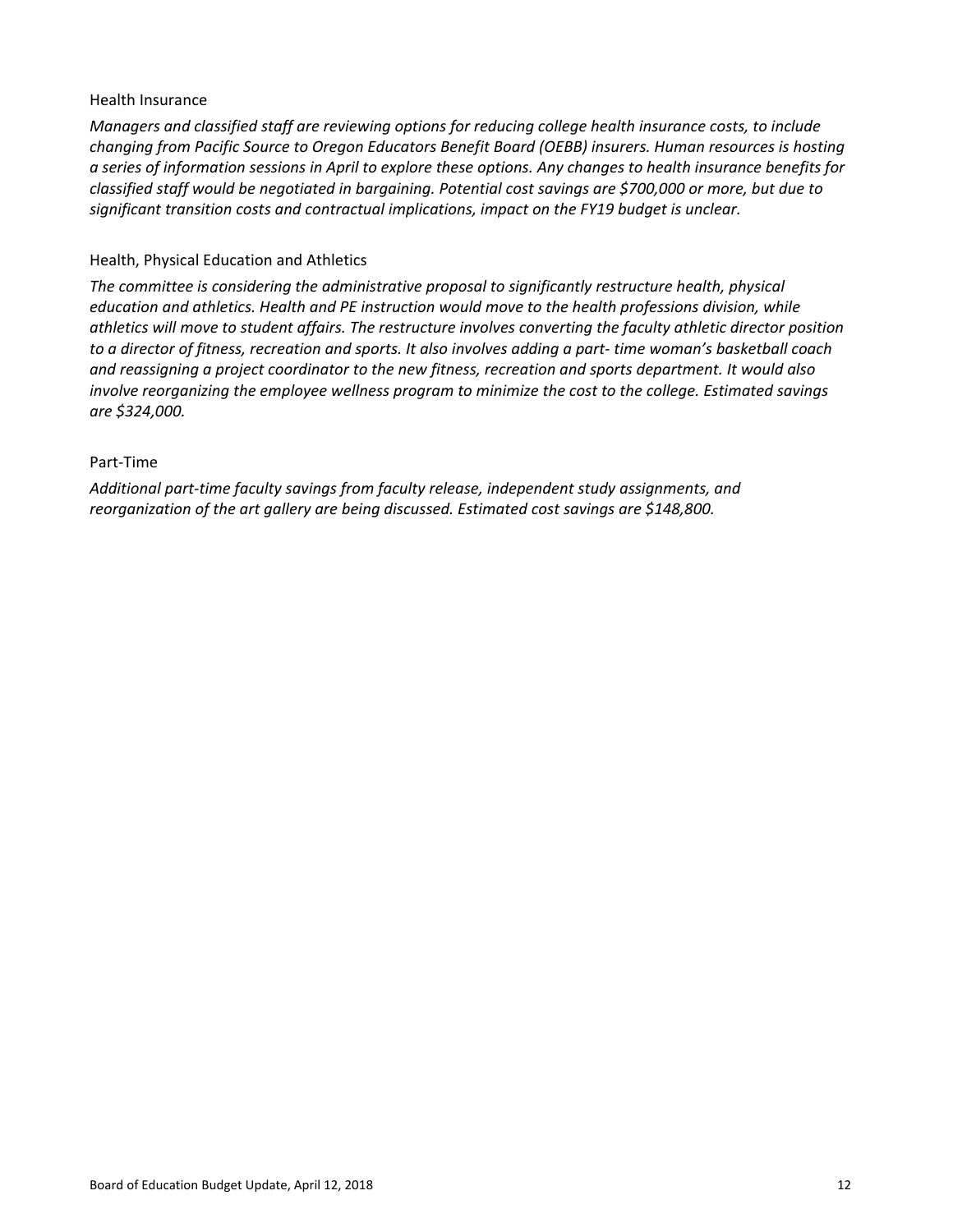### Health Insurance

*Managers and classified staff are reviewing options for reducing college health insurance costs, to include changing from Pacific Source to Oregon Educators Benefit Board (OEBB) insurers. Human resources is hosting a series of information sessions in April to explore these options. Any changes to health insurance benefits for classified staff would be negotiated in bargaining. Potential cost savings are $700,000 or more, but due to significant transition costs and contractual implications, impact on the FY19 budget is unclear.*

### Health, Physical Education and Athletics

*The committee is considering the administrative proposal to significantly restructure health, physical education and athletics. Health and PE instruction would move to the health professions division, while athletics will move to student affairs. The restructure involves converting the faculty athletic director position to a director of fitness, recreation and sports. It also involves adding a part- time woman's basketball coach and reassigning a project coordinator to the new fitness, recreation and sports department. It would also involve reorganizing the employee wellness program to minimize the cost to the college. Estimated savings are $324,000.*

### Part-Time

*Additional part-time faculty savings from faculty release, independent study assignments, and reorganization of the art gallery are being discussed. Estimated cost savings are $148,800.*